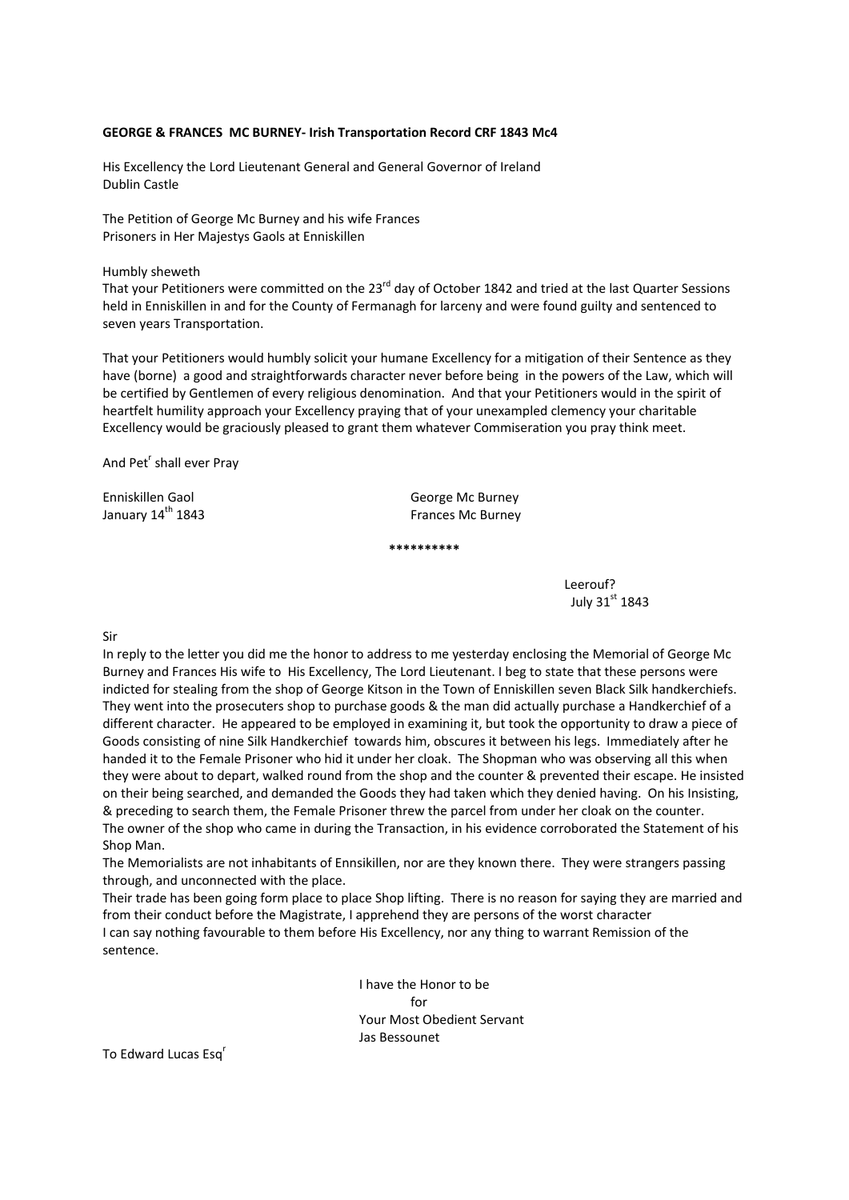**GEORGE & FRANCES MC BURNEY- Irish Transportation Record CRF 1843 Mc4**

His Excellency the Lord Lieutenant General and General Governor of Ireland
Dublin Castle

The Petition of George Mc Burney and his wife Frances
Prisoners in Her Majestys Gaols at Enniskillen

Humbly sheweth
That your Petitioners were committed on the 23rd day of October 1842 and tried at the last Quarter Sessions held in Enniskillen in and for the County of Fermanagh for larceny and were found guilty and sentenced to seven years Transportation.

That your Petitioners would humbly solicit your humane Excellency for a mitigation of their Sentence as they have (borne) a good and straightforwards character never before being in the powers of the Law, which will be certified by Gentlemen of every religious denomination. And that your Petitioners would in the spirit of heartfelt humility approach your Excellency praying that of your unexampled clemency your charitable Excellency would be graciously pleased to grant them whatever Commiseration you pray think meet.

And Petr shall ever Pray

Enniskillen Gaol
January 14th 1843

George Mc Burney
Frances Mc Burney

**\*\*\*\*\*\*\*\*\*\***

Leerouf?
July 31st 1843

Sir
In reply to the letter you did me the honor to address to me yesterday enclosing the Memorial of George Mc Burney and Frances His wife to His Excellency, The Lord Lieutenant. I beg to state that these persons were indicted for stealing from the shop of George Kitson in the Town of Enniskillen seven Black Silk handkerchiefs. They went into the prosecuters shop to purchase goods & the man did actually purchase a Handkerchief of a different character. He appeared to be employed in examining it, but took the opportunity to draw a piece of Goods consisting of nine Silk Handkerchief towards him, obscures it between his legs. Immediately after he handed it to the Female Prisoner who hid it under her cloak. The Shopman who was observing all this when they were about to depart, walked round from the shop and the counter & prevented their escape. He insisted on their being searched, and demanded the Goods they had taken which they denied having. On his Insisting, & preceding to search them, the Female Prisoner threw the parcel from under her cloak on the counter. The owner of the shop who came in during the Transaction, in his evidence corroborated the Statement of his Shop Man.
The Memorialists are not inhabitants of Ennsikillen, nor are they known there. They were strangers passing through, and unconnected with the place.
Their trade has been going form place to place Shop lifting. There is no reason for saying they are married and from their conduct before the Magistrate, I apprehend they are persons of the worst character
I can say nothing favourable to them before His Excellency, nor any thing to warrant Remission of the sentence.

I have the Honor to be
for
Your Most Obedient Servant
Jas Bessounet

To Edward Lucas Esqr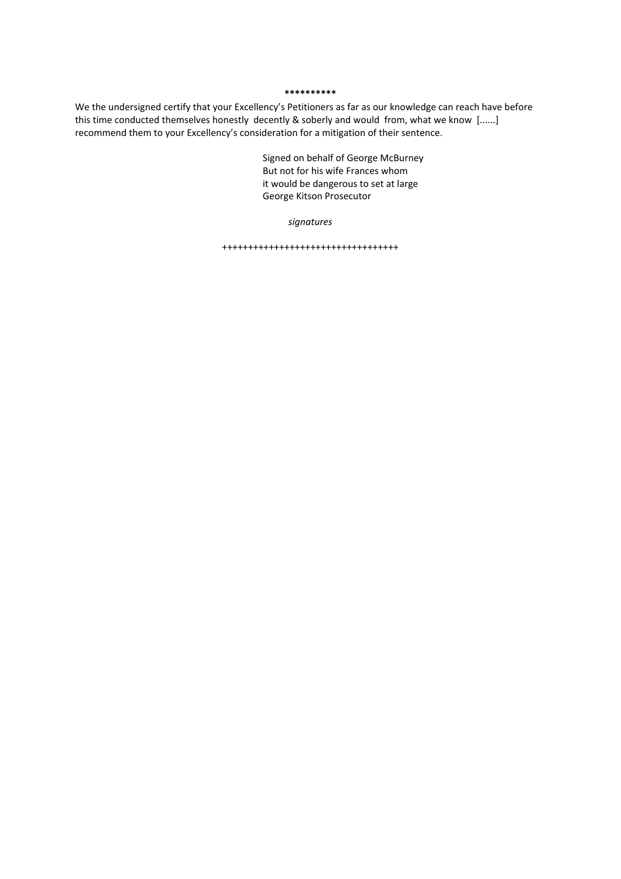**\*\*\*\*\*\*\*\*\*\***

We the undersigned certify that your Excellency's Petitioners as far as our knowledge can reach have before this time conducted themselves honestly decently & soberly and would from, what we know [......] recommend them to your Excellency's consideration for a mitigation of their sentence.

Signed on behalf of George McBurney
But not for his wife Frances whom
it would be dangerous to set at large
George Kitson Prosecutor

*signatures*

++++++++++++++++++++++++++++++++++